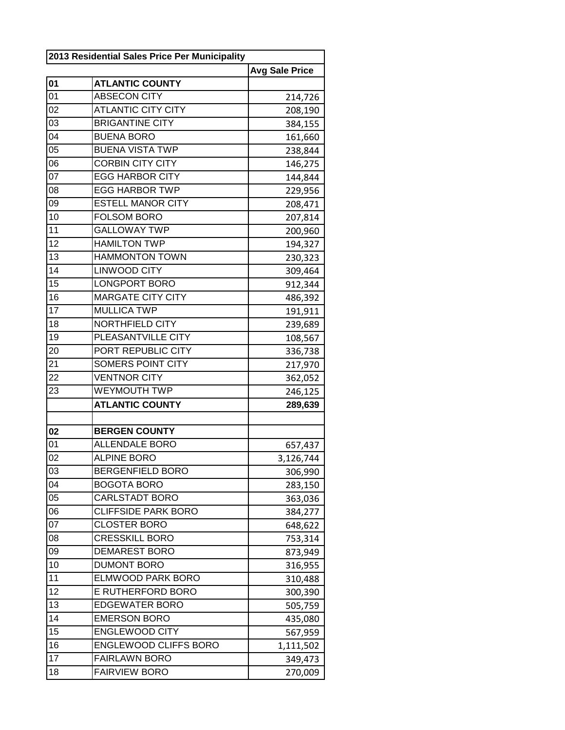| 2013 Residential Sales Price Per Municipality | | |
|---|---|---|
| | | **Avg Sale Price** |
| **01** | **ATLANTIC COUNTY** | |
| 01 | ABSECON CITY | 214,726 |
| 02 | ATLANTIC CITY CITY | 208,190 |
| 03 | BRIGANTINE CITY | 384,155 |
| 04 | BUENA BORO | 161,660 |
| 05 | BUENA VISTA TWP | 238,844 |
| 06 | CORBIN CITY CITY | 146,275 |
| 07 | EGG HARBOR CITY | 144,844 |
| 08 | EGG HARBOR TWP | 229,956 |
| 09 | ESTELL MANOR CITY | 208,471 |
| 10 | FOLSOM BORO | 207,814 |
| 11 | GALLOWAY TWP | 200,960 |
| 12 | HAMILTON TWP | 194,327 |
| 13 | HAMMONTON TOWN | 230,323 |
| 14 | LINWOOD CITY | 309,464 |
| 15 | LONGPORT BORO | 912,344 |
| 16 | MARGATE CITY CITY | 486,392 |
| 17 | MULLICA TWP | 191,911 |
| 18 | NORTHFIELD CITY | 239,689 |
| 19 | PLEASANTVILLE CITY | 108,567 |
| 20 | PORT REPUBLIC CITY | 336,738 |
| 21 | SOMERS POINT CITY | 217,970 |
| 22 | VENTNOR CITY | 362,052 |
| 23 | WEYMOUTH TWP | 246,125 |
| | **ATLANTIC COUNTY** | **289,639** |
| | | |
| **02** | **BERGEN COUNTY** | |
| 01 | ALLENDALE BORO | 657,437 |
| 02 | ALPINE BORO | 3,126,744 |
| 03 | BERGENFIELD BORO | 306,990 |
| 04 | BOGOTA BORO | 283,150 |
| 05 | CARLSTADT BORO | 363,036 |
| 06 | CLIFFSIDE PARK BORO | 384,277 |
| 07 | CLOSTER BORO | 648,622 |
| 08 | CRESSKILL BORO | 753,314 |
| 09 | DEMAREST BORO | 873,949 |
| 10 | DUMONT BORO | 316,955 |
| 11 | ELMWOOD PARK BORO | 310,488 |
| 12 | E RUTHERFORD BORO | 300,390 |
| 13 | EDGEWATER BORO | 505,759 |
| 14 | EMERSON BORO | 435,080 |
| 15 | ENGLEWOOD CITY | 567,959 |
| 16 | ENGLEWOOD CLIFFS BORO | 1,111,502 |
| 17 | FAIRLAWN BORO | 349,473 |
| 18 | FAIRVIEW BORO | 270,009 |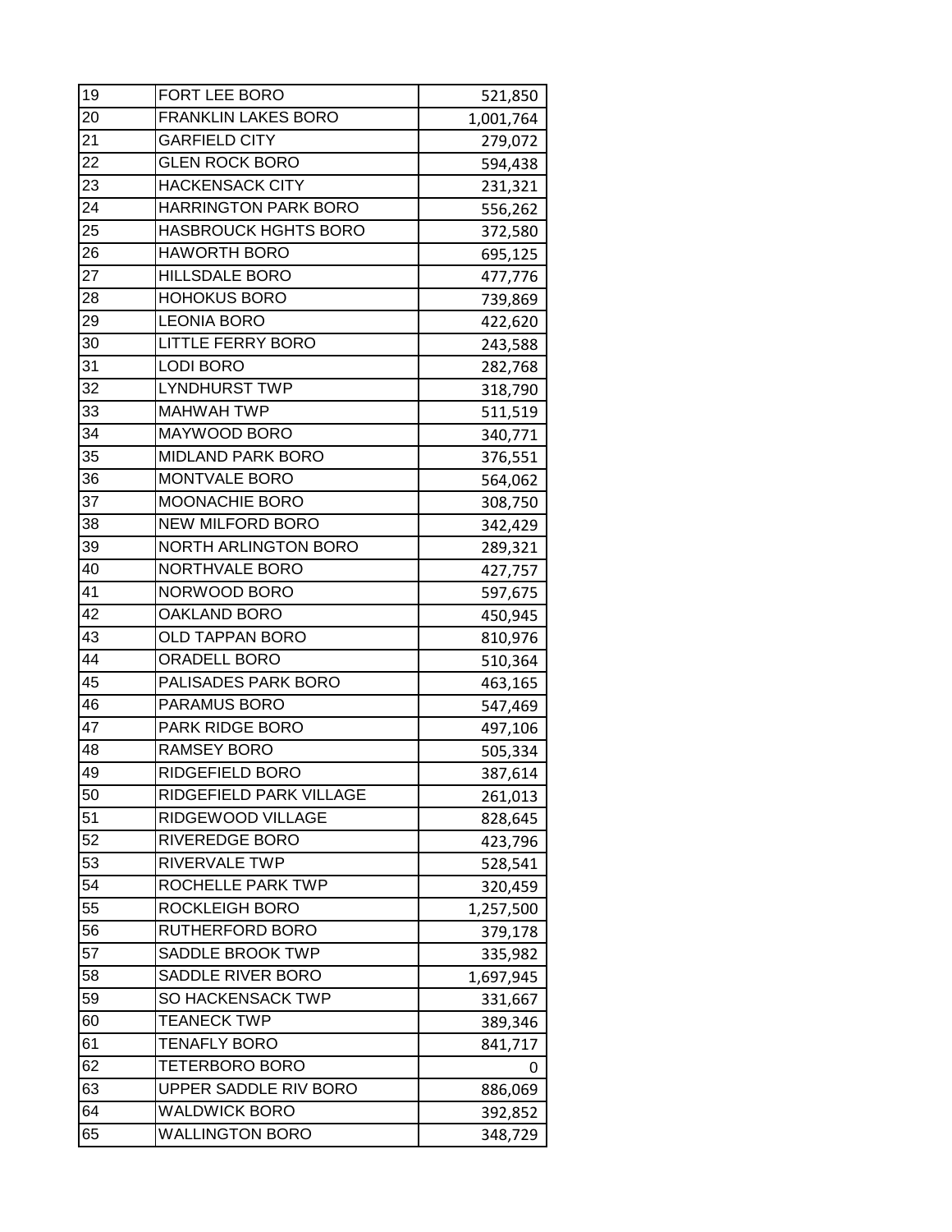| | | |
|---|---|---|
| 19 | FORT LEE BORO | 521,850 |
| 20 | FRANKLIN LAKES BORO | 1,001,764 |
| 21 | GARFIELD CITY | 279,072 |
| 22 | GLEN ROCK BORO | 594,438 |
| 23 | HACKENSACK CITY | 231,321 |
| 24 | HARRINGTON PARK BORO | 556,262 |
| 25 | HASBROUCK HGHTS BORO | 372,580 |
| 26 | HAWORTH BORO | 695,125 |
| 27 | HILLSDALE BORO | 477,776 |
| 28 | HOHOKUS BORO | 739,869 |
| 29 | LEONIA BORO | 422,620 |
| 30 | LITTLE FERRY BORO | 243,588 |
| 31 | LODI BORO | 282,768 |
| 32 | LYNDHURST TWP | 318,790 |
| 33 | MAHWAH TWP | 511,519 |
| 34 | MAYWOOD BORO | 340,771 |
| 35 | MIDLAND PARK BORO | 376,551 |
| 36 | MONTVALE BORO | 564,062 |
| 37 | MOONACHIE BORO | 308,750 |
| 38 | NEW MILFORD BORO | 342,429 |
| 39 | NORTH ARLINGTON BORO | 289,321 |
| 40 | NORTHVALE BORO | 427,757 |
| 41 | NORWOOD BORO | 597,675 |
| 42 | OAKLAND BORO | 450,945 |
| 43 | OLD TAPPAN BORO | 810,976 |
| 44 | ORADELL BORO | 510,364 |
| 45 | PALISADES PARK BORO | 463,165 |
| 46 | PARAMUS BORO | 547,469 |
| 47 | PARK RIDGE BORO | 497,106 |
| 48 | RAMSEY BORO | 505,334 |
| 49 | RIDGEFIELD BORO | 387,614 |
| 50 | RIDGEFIELD PARK VILLAGE | 261,013 |
| 51 | RIDGEWOOD VILLAGE | 828,645 |
| 52 | RIVEREDGE BORO | 423,796 |
| 53 | RIVERVALE TWP | 528,541 |
| 54 | ROCHELLE PARK TWP | 320,459 |
| 55 | ROCKLEIGH BORO | 1,257,500 |
| 56 | RUTHERFORD BORO | 379,178 |
| 57 | SADDLE BROOK TWP | 335,982 |
| 58 | SADDLE RIVER BORO | 1,697,945 |
| 59 | SO HACKENSACK TWP | 331,667 |
| 60 | TEANECK TWP | 389,346 |
| 61 | TENAFLY BORO | 841,717 |
| 62 | TETERBORO BORO | 0 |
| 63 | UPPER SADDLE RIV BORO | 886,069 |
| 64 | WALDWICK BORO | 392,852 |
| 65 | WALLINGTON BORO | 348,729 |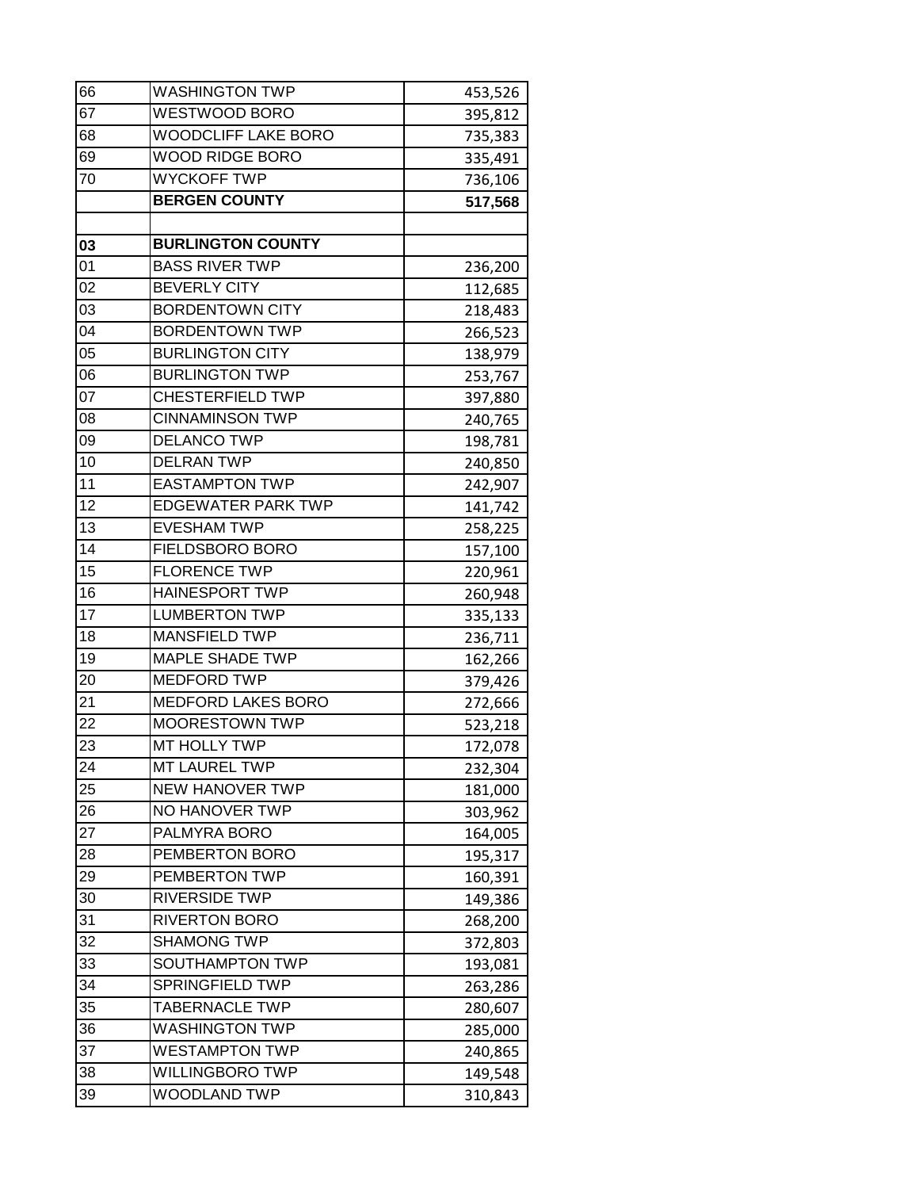| | | |
|---|---|---|
| 66 | WASHINGTON TWP | 453,526 |
| 67 | WESTWOOD BORO | 395,812 |
| 68 | WOODCLIFF LAKE BORO | 735,383 |
| 69 | WOOD RIDGE BORO | 335,491 |
| 70 | WYCKOFF TWP | 736,106 |
| | **BERGEN COUNTY** | **517,568** |
| | | |
| **03** | **BURLINGTON COUNTY** | |
| 01 | BASS RIVER TWP | 236,200 |
| 02 | BEVERLY CITY | 112,685 |
| 03 | BORDENTOWN CITY | 218,483 |
| 04 | BORDENTOWN TWP | 266,523 |
| 05 | BURLINGTON CITY | 138,979 |
| 06 | BURLINGTON TWP | 253,767 |
| 07 | CHESTERFIELD TWP | 397,880 |
| 08 | CINNAMINSON TWP | 240,765 |
| 09 | DELANCO TWP | 198,781 |
| 10 | DELRAN TWP | 240,850 |
| 11 | EASTAMPTON TWP | 242,907 |
| 12 | EDGEWATER PARK TWP | 141,742 |
| 13 | EVESHAM TWP | 258,225 |
| 14 | FIELDSBORO BORO | 157,100 |
| 15 | FLORENCE TWP | 220,961 |
| 16 | HAINESPORT TWP | 260,948 |
| 17 | LUMBERTON TWP | 335,133 |
| 18 | MANSFIELD TWP | 236,711 |
| 19 | MAPLE SHADE TWP | 162,266 |
| 20 | MEDFORD TWP | 379,426 |
| 21 | MEDFORD LAKES BORO | 272,666 |
| 22 | MOORESTOWN TWP | 523,218 |
| 23 | MT HOLLY TWP | 172,078 |
| 24 | MT LAUREL TWP | 232,304 |
| 25 | NEW HANOVER TWP | 181,000 |
| 26 | NO HANOVER TWP | 303,962 |
| 27 | PALMYRA BORO | 164,005 |
| 28 | PEMBERTON BORO | 195,317 |
| 29 | PEMBERTON TWP | 160,391 |
| 30 | RIVERSIDE TWP | 149,386 |
| 31 | RIVERTON BORO | 268,200 |
| 32 | SHAMONG TWP | 372,803 |
| 33 | SOUTHAMPTON TWP | 193,081 |
| 34 | SPRINGFIELD TWP | 263,286 |
| 35 | TABERNACLE TWP | 280,607 |
| 36 | WASHINGTON TWP | 285,000 |
| 37 | WESTAMPTON TWP | 240,865 |
| 38 | WILLINGBORO TWP | 149,548 |
| 39 | WOODLAND TWP | 310,843 |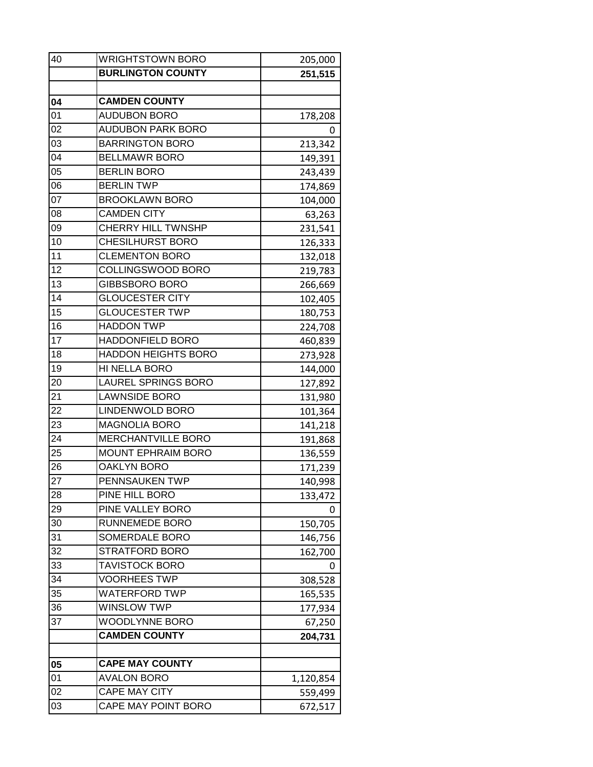| 40 | WRIGHTSTOWN BORO | 205,000 |
|---|---|---|
| | **BURLINGTON COUNTY** | **251,515** |
| | | |
| **04** | **CAMDEN COUNTY** | |
| 01 | AUDUBON BORO | 178,208 |
| 02 | AUDUBON PARK BORO | 0 |
| 03 | BARRINGTON BORO | 213,342 |
| 04 | BELLMAWR BORO | 149,391 |
| 05 | BERLIN BORO | 243,439 |
| 06 | BERLIN TWP | 174,869 |
| 07 | BROOKLAWN BORO | 104,000 |
| 08 | CAMDEN CITY | 63,263 |
| 09 | CHERRY HILL TWNSHP | 231,541 |
| 10 | CHESILHURST BORO | 126,333 |
| 11 | CLEMENTON BORO | 132,018 |
| 12 | COLLINGSWOOD BORO | 219,783 |
| 13 | GIBBSBORO BORO | 266,669 |
| 14 | GLOUCESTER CITY | 102,405 |
| 15 | GLOUCESTER TWP | 180,753 |
| 16 | HADDON TWP | 224,708 |
| 17 | HADDONFIELD BORO | 460,839 |
| 18 | HADDON HEIGHTS BORO | 273,928 |
| 19 | HI NELLA BORO | 144,000 |
| 20 | LAUREL SPRINGS BORO | 127,892 |
| 21 | LAWNSIDE BORO | 131,980 |
| 22 | LINDENWOLD BORO | 101,364 |
| 23 | MAGNOLIA BORO | 141,218 |
| 24 | MERCHANTVILLE BORO | 191,868 |
| 25 | MOUNT EPHRAIM BORO | 136,559 |
| 26 | OAKLYN BORO | 171,239 |
| 27 | PENNSAUKEN TWP | 140,998 |
| 28 | PINE HILL BORO | 133,472 |
| 29 | PINE VALLEY BORO | 0 |
| 30 | RUNNEMEDE BORO | 150,705 |
| 31 | SOMERDALE BORO | 146,756 |
| 32 | STRATFORD BORO | 162,700 |
| 33 | TAVISTOCK BORO | 0 |
| 34 | VOORHEES TWP | 308,528 |
| 35 | WATERFORD TWP | 165,535 |
| 36 | WINSLOW TWP | 177,934 |
| 37 | WOODLYNNE BORO | 67,250 |
| | **CAMDEN COUNTY** | **204,731** |
| | | |
| **05** | **CAPE MAY COUNTY** | |
| 01 | AVALON BORO | 1,120,854 |
| 02 | CAPE MAY CITY | 559,499 |
| 03 | CAPE MAY POINT BORO | 672,517 |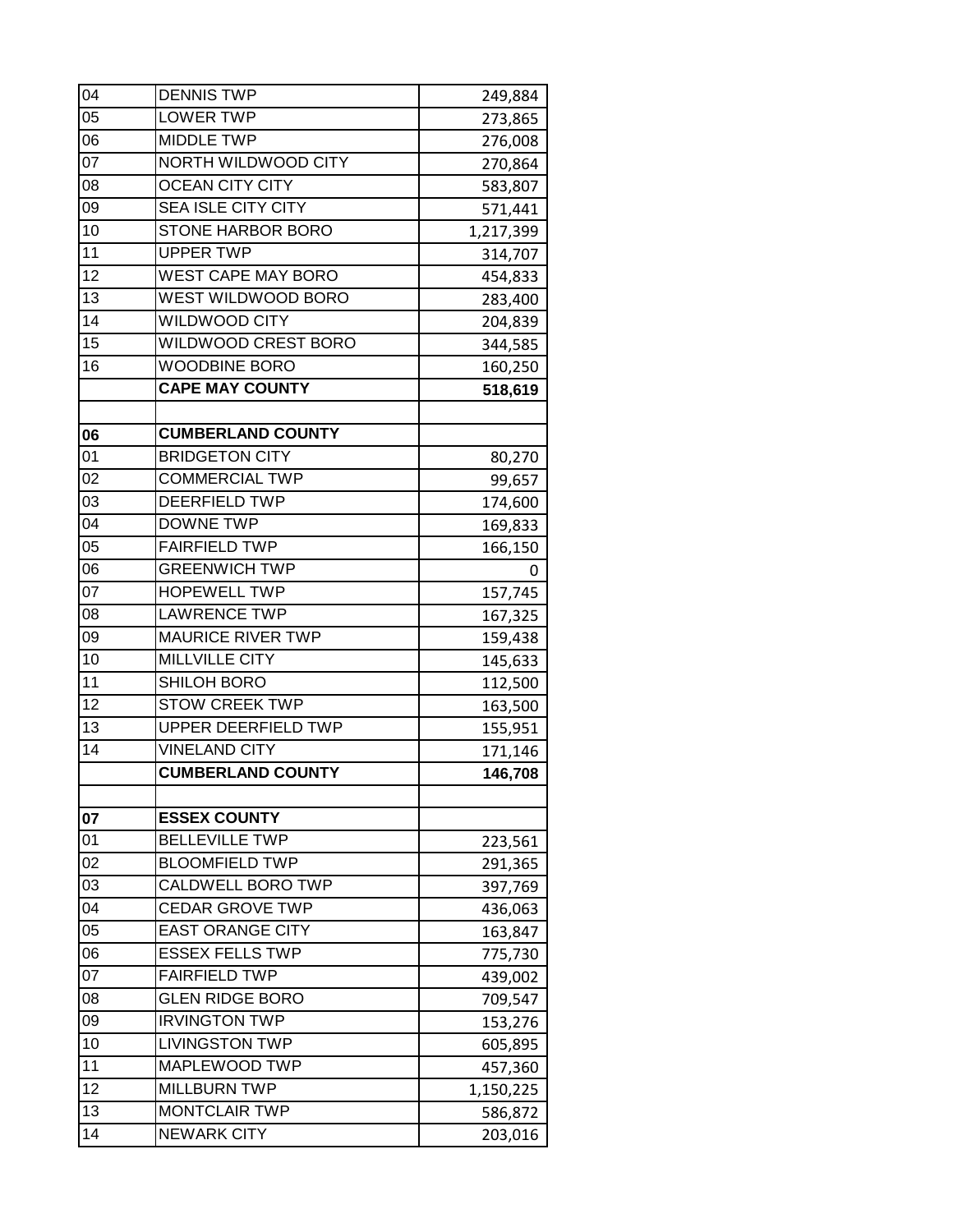| | | |
|---|---|---|
| 04 | DENNIS TWP | 249,884 |
| 05 | LOWER TWP | 273,865 |
| 06 | MIDDLE TWP | 276,008 |
| 07 | NORTH WILDWOOD CITY | 270,864 |
| 08 | OCEAN CITY CITY | 583,807 |
| 09 | SEA ISLE CITY CITY | 571,441 |
| 10 | STONE HARBOR BORO | 1,217,399 |
| 11 | UPPER TWP | 314,707 |
| 12 | WEST CAPE MAY BORO | 454,833 |
| 13 | WEST WILDWOOD BORO | 283,400 |
| 14 | WILDWOOD CITY | 204,839 |
| 15 | WILDWOOD CREST BORO | 344,585 |
| 16 | WOODBINE BORO | 160,250 |
| | **CAPE MAY COUNTY** | **518,619** |
| | | |
| **06** | **CUMBERLAND COUNTY** | |
| 01 | BRIDGETON CITY | 80,270 |
| 02 | COMMERCIAL TWP | 99,657 |
| 03 | DEERFIELD TWP | 174,600 |
| 04 | DOWNE TWP | 169,833 |
| 05 | FAIRFIELD TWP | 166,150 |
| 06 | GREENWICH TWP | 0 |
| 07 | HOPEWELL TWP | 157,745 |
| 08 | LAWRENCE TWP | 167,325 |
| 09 | MAURICE RIVER TWP | 159,438 |
| 10 | MILLVILLE CITY | 145,633 |
| 11 | SHILOH BORO | 112,500 |
| 12 | STOW CREEK TWP | 163,500 |
| 13 | UPPER DEERFIELD TWP | 155,951 |
| 14 | VINELAND CITY | 171,146 |
| | **CUMBERLAND COUNTY** | **146,708** |
| | | |
| **07** | **ESSEX COUNTY** | |
| 01 | BELLEVILLE TWP | 223,561 |
| 02 | BLOOMFIELD TWP | 291,365 |
| 03 | CALDWELL BORO TWP | 397,769 |
| 04 | CEDAR GROVE TWP | 436,063 |
| 05 | EAST ORANGE CITY | 163,847 |
| 06 | ESSEX FELLS TWP | 775,730 |
| 07 | FAIRFIELD TWP | 439,002 |
| 08 | GLEN RIDGE BORO | 709,547 |
| 09 | IRVINGTON TWP | 153,276 |
| 10 | LIVINGSTON TWP | 605,895 |
| 11 | MAPLEWOOD TWP | 457,360 |
| 12 | MILLBURN TWP | 1,150,225 |
| 13 | MONTCLAIR TWP | 586,872 |
| 14 | NEWARK CITY | 203,016 |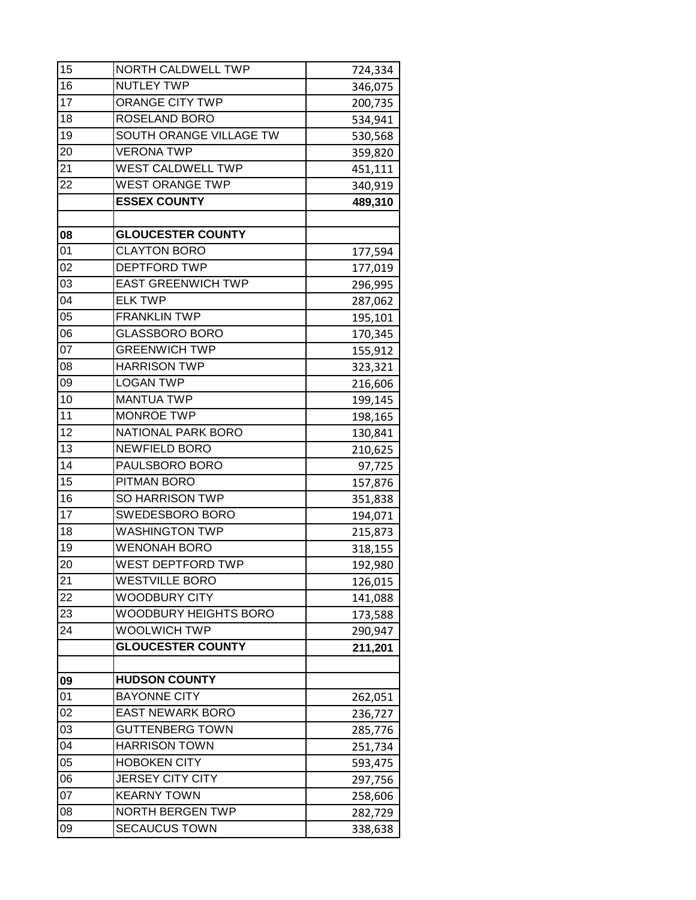| | | |
|---|---|---|
| 15 | NORTH CALDWELL TWP | 724,334 |
| 16 | NUTLEY TWP | 346,075 |
| 17 | ORANGE CITY TWP | 200,735 |
| 18 | ROSELAND BORO | 534,941 |
| 19 | SOUTH ORANGE VILLAGE TW | 530,568 |
| 20 | VERONA TWP | 359,820 |
| 21 | WEST CALDWELL TWP | 451,111 |
| 22 | WEST ORANGE TWP | 340,919 |
| | **ESSEX COUNTY** | **489,310** |
| | | |
| **08** | **GLOUCESTER COUNTY** | |
| 01 | CLAYTON BORO | 177,594 |
| 02 | DEPTFORD TWP | 177,019 |
| 03 | EAST GREENWICH TWP | 296,995 |
| 04 | ELK TWP | 287,062 |
| 05 | FRANKLIN TWP | 195,101 |
| 06 | GLASSBORO BORO | 170,345 |
| 07 | GREENWICH TWP | 155,912 |
| 08 | HARRISON TWP | 323,321 |
| 09 | LOGAN TWP | 216,606 |
| 10 | MANTUA TWP | 199,145 |
| 11 | MONROE TWP | 198,165 |
| 12 | NATIONAL PARK BORO | 130,841 |
| 13 | NEWFIELD BORO | 210,625 |
| 14 | PAULSBORO BORO | 97,725 |
| 15 | PITMAN BORO | 157,876 |
| 16 | SO HARRISON TWP | 351,838 |
| 17 | SWEDESBORO BORO | 194,071 |
| 18 | WASHINGTON TWP | 215,873 |
| 19 | WENONAH BORO | 318,155 |
| 20 | WEST DEPTFORD TWP | 192,980 |
| 21 | WESTVILLE BORO | 126,015 |
| 22 | WOODBURY CITY | 141,088 |
| 23 | WOODBURY HEIGHTS BORO | 173,588 |
| 24 | WOOLWICH TWP | 290,947 |
| | **GLOUCESTER COUNTY** | **211,201** |
| | | |
| **09** | **HUDSON COUNTY** | |
| 01 | BAYONNE CITY | 262,051 |
| 02 | EAST NEWARK BORO | 236,727 |
| 03 | GUTTENBERG TOWN | 285,776 |
| 04 | HARRISON TOWN | 251,734 |
| 05 | HOBOKEN CITY | 593,475 |
| 06 | JERSEY CITY CITY | 297,756 |
| 07 | KEARNY TOWN | 258,606 |
| 08 | NORTH BERGEN TWP | 282,729 |
| 09 | SECAUCUS TOWN | 338,638 |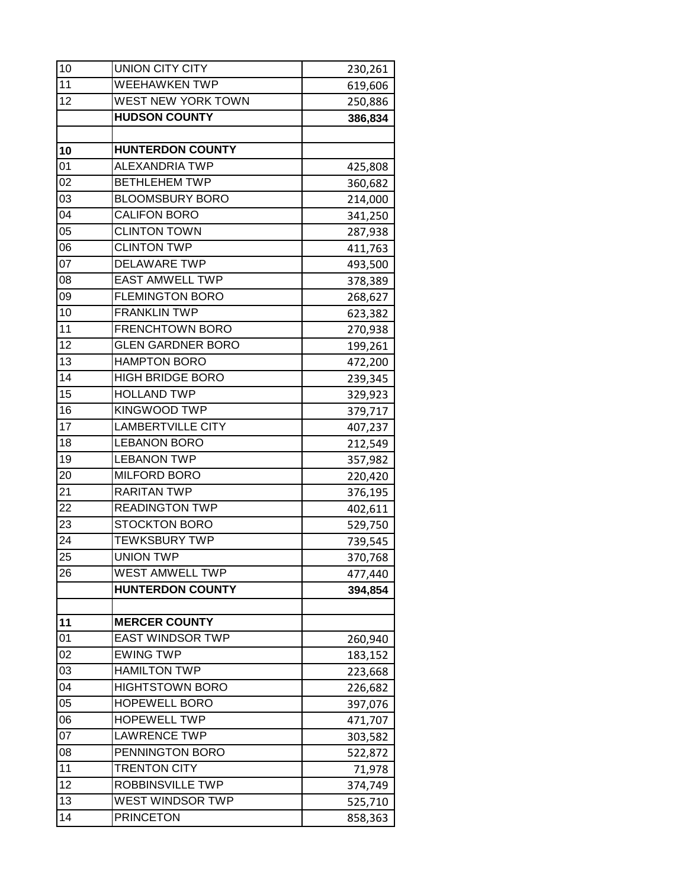| | | |
|---|---|---|
| 10 | UNION CITY CITY | 230,261 |
| 11 | WEEHAWKEN TWP | 619,606 |
| 12 | WEST NEW YORK TOWN | 250,886 |
| | **HUDSON COUNTY** | **386,834** |
| | | |
| **10** | **HUNTERDON COUNTY** | |
| 01 | ALEXANDRIA TWP | 425,808 |
| 02 | BETHLEHEM TWP | 360,682 |
| 03 | BLOOMSBURY BORO | 214,000 |
| 04 | CALIFON BORO | 341,250 |
| 05 | CLINTON TOWN | 287,938 |
| 06 | CLINTON TWP | 411,763 |
| 07 | DELAWARE TWP | 493,500 |
| 08 | EAST AMWELL TWP | 378,389 |
| 09 | FLEMINGTON BORO | 268,627 |
| 10 | FRANKLIN TWP | 623,382 |
| 11 | FRENCHTOWN BORO | 270,938 |
| 12 | GLEN GARDNER BORO | 199,261 |
| 13 | HAMPTON BORO | 472,200 |
| 14 | HIGH BRIDGE BORO | 239,345 |
| 15 | HOLLAND TWP | 329,923 |
| 16 | KINGWOOD TWP | 379,717 |
| 17 | LAMBERTVILLE CITY | 407,237 |
| 18 | LEBANON BORO | 212,549 |
| 19 | LEBANON TWP | 357,982 |
| 20 | MILFORD BORO | 220,420 |
| 21 | RARITAN TWP | 376,195 |
| 22 | READINGTON TWP | 402,611 |
| 23 | STOCKTON BORO | 529,750 |
| 24 | TEWKSBURY TWP | 739,545 |
| 25 | UNION TWP | 370,768 |
| 26 | WEST AMWELL TWP | 477,440 |
| | **HUNTERDON COUNTY** | **394,854** |
| | | |
| **11** | **MERCER COUNTY** | |
| 01 | EAST WINDSOR TWP | 260,940 |
| 02 | EWING TWP | 183,152 |
| 03 | HAMILTON TWP | 223,668 |
| 04 | HIGHTSTOWN BORO | 226,682 |
| 05 | HOPEWELL BORO | 397,076 |
| 06 | HOPEWELL TWP | 471,707 |
| 07 | LAWRENCE TWP | 303,582 |
| 08 | PENNINGTON BORO | 522,872 |
| 11 | TRENTON CITY | 71,978 |
| 12 | ROBBINSVILLE TWP | 374,749 |
| 13 | WEST WINDSOR TWP | 525,710 |
| 14 | PRINCETON | 858,363 |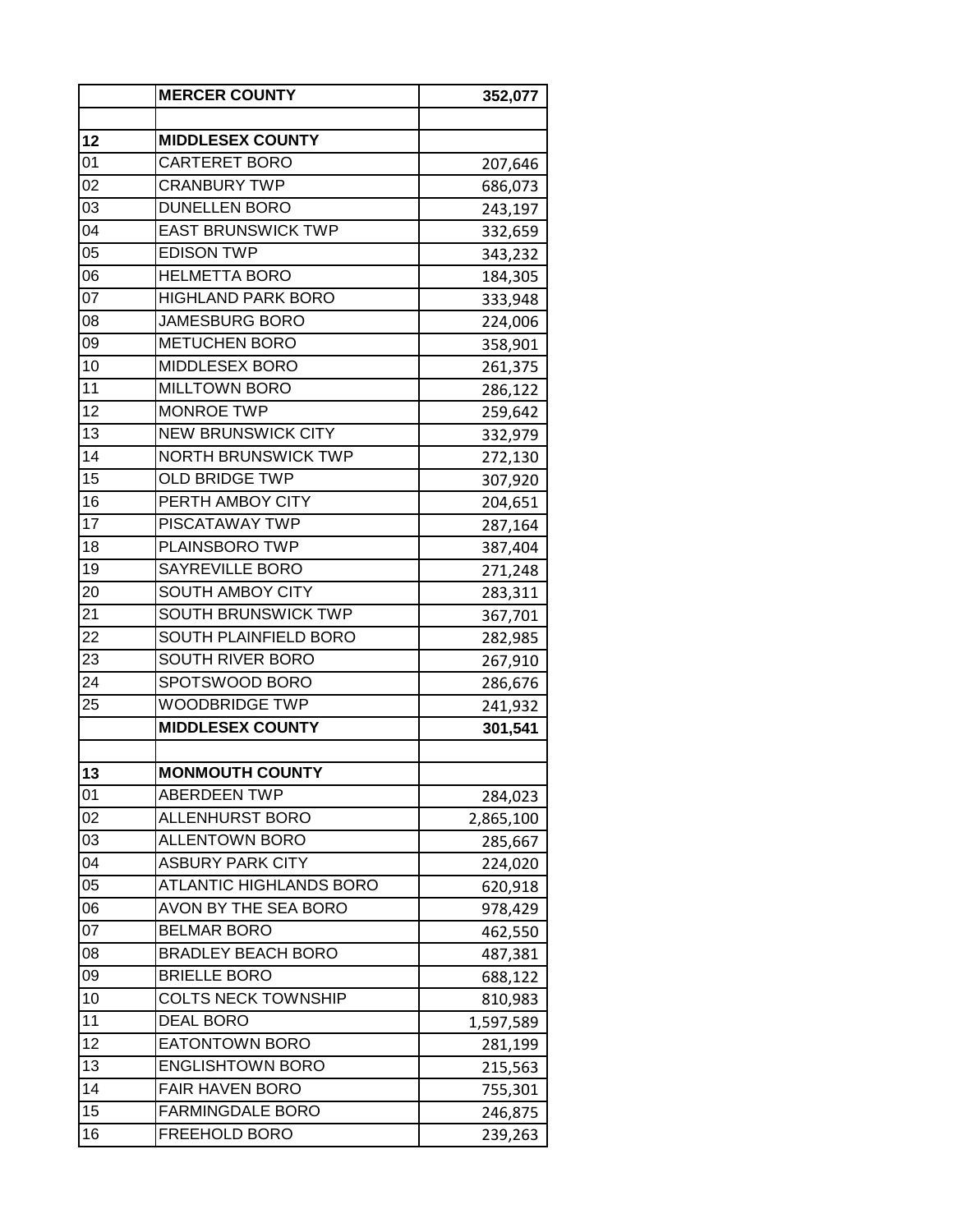| | | |
|---|---|---|
| | **MERCER COUNTY** | **352,077** |
| | | |
| **12** | **MIDDLESEX COUNTY** | |
| 01 | CARTERET BORO | 207,646 |
| 02 | CRANBURY TWP | 686,073 |
| 03 | DUNELLEN BORO | 243,197 |
| 04 | EAST BRUNSWICK TWP | 332,659 |
| 05 | EDISON TWP | 343,232 |
| 06 | HELMETTA BORO | 184,305 |
| 07 | HIGHLAND PARK BORO | 333,948 |
| 08 | JAMESBURG BORO | 224,006 |
| 09 | METUCHEN BORO | 358,901 |
| 10 | MIDDLESEX BORO | 261,375 |
| 11 | MILLTOWN BORO | 286,122 |
| 12 | MONROE TWP | 259,642 |
| 13 | NEW BRUNSWICK CITY | 332,979 |
| 14 | NORTH BRUNSWICK TWP | 272,130 |
| 15 | OLD BRIDGE TWP | 307,920 |
| 16 | PERTH AMBOY CITY | 204,651 |
| 17 | PISCATAWAY TWP | 287,164 |
| 18 | PLAINSBORO TWP | 387,404 |
| 19 | SAYREVILLE BORO | 271,248 |
| 20 | SOUTH AMBOY CITY | 283,311 |
| 21 | SOUTH BRUNSWICK TWP | 367,701 |
| 22 | SOUTH PLAINFIELD BORO | 282,985 |
| 23 | SOUTH RIVER BORO | 267,910 |
| 24 | SPOTSWOOD BORO | 286,676 |
| 25 | WOODBRIDGE TWP | 241,932 |
| | **MIDDLESEX COUNTY** | **301,541** |
| | | |
| **13** | **MONMOUTH COUNTY** | |
| 01 | ABERDEEN TWP | 284,023 |
| 02 | ALLENHURST BORO | 2,865,100 |
| 03 | ALLENTOWN BORO | 285,667 |
| 04 | ASBURY PARK CITY | 224,020 |
| 05 | ATLANTIC HIGHLANDS BORO | 620,918 |
| 06 | AVON BY THE SEA BORO | 978,429 |
| 07 | BELMAR BORO | 462,550 |
| 08 | BRADLEY BEACH BORO | 487,381 |
| 09 | BRIELLE BORO | 688,122 |
| 10 | COLTS NECK TOWNSHIP | 810,983 |
| 11 | DEAL BORO | 1,597,589 |
| 12 | EATONTOWN BORO | 281,199 |
| 13 | ENGLISHTOWN BORO | 215,563 |
| 14 | FAIR HAVEN BORO | 755,301 |
| 15 | FARMINGDALE BORO | 246,875 |
| 16 | FREEHOLD BORO | 239,263 |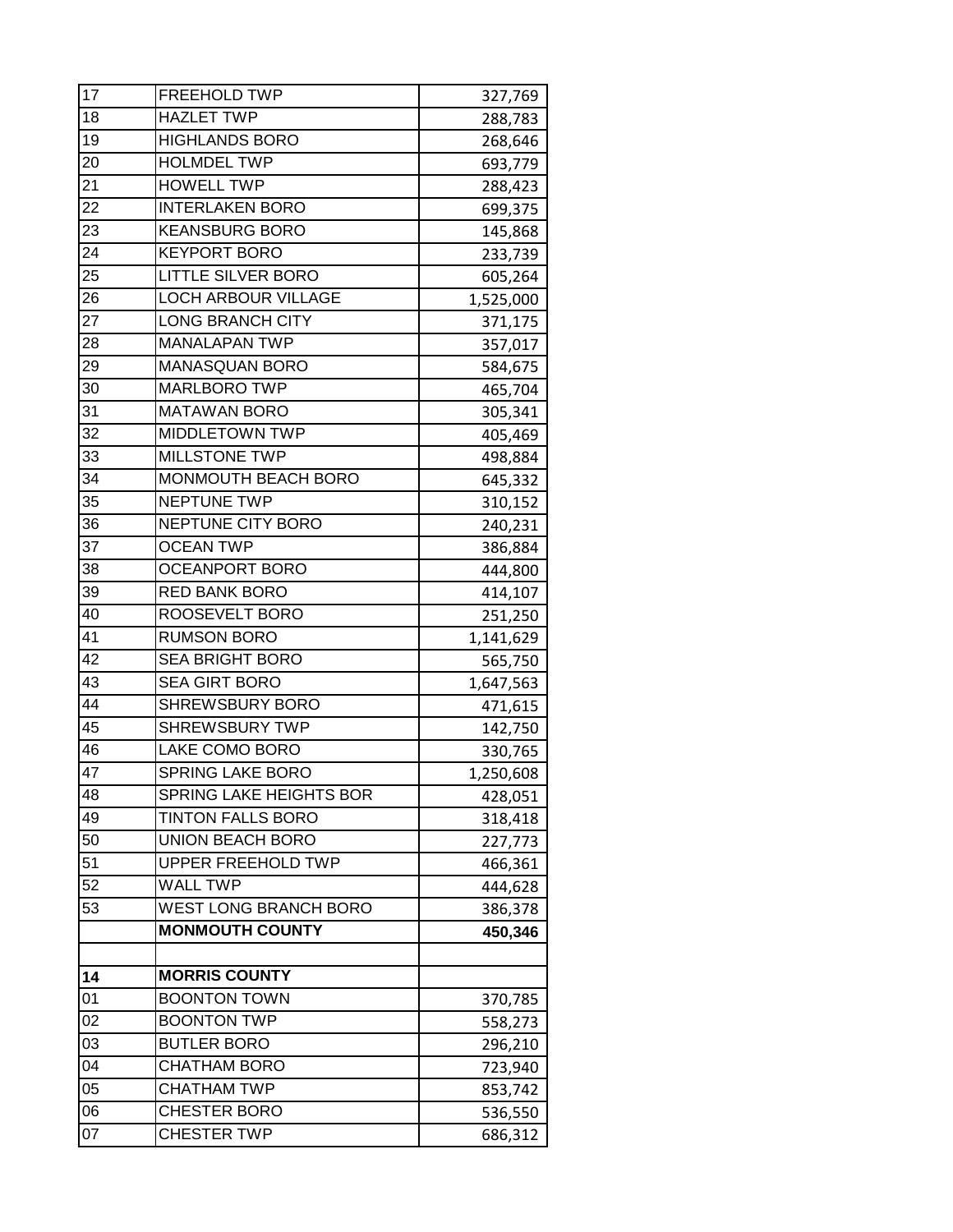| | | |
|---|---|---|
| 17 | FREEHOLD TWP | 327,769 |
| 18 | HAZLET TWP | 288,783 |
| 19 | HIGHLANDS BORO | 268,646 |
| 20 | HOLMDEL TWP | 693,779 |
| 21 | HOWELL TWP | 288,423 |
| 22 | INTERLAKEN BORO | 699,375 |
| 23 | KEANSBURG BORO | 145,868 |
| 24 | KEYPORT BORO | 233,739 |
| 25 | LITTLE SILVER BORO | 605,264 |
| 26 | LOCH ARBOUR VILLAGE | 1,525,000 |
| 27 | LONG BRANCH CITY | 371,175 |
| 28 | MANALAPAN TWP | 357,017 |
| 29 | MANASQUAN BORO | 584,675 |
| 30 | MARLBORO TWP | 465,704 |
| 31 | MATAWAN BORO | 305,341 |
| 32 | MIDDLETOWN TWP | 405,469 |
| 33 | MILLSTONE TWP | 498,884 |
| 34 | MONMOUTH BEACH BORO | 645,332 |
| 35 | NEPTUNE TWP | 310,152 |
| 36 | NEPTUNE CITY BORO | 240,231 |
| 37 | OCEAN TWP | 386,884 |
| 38 | OCEANPORT BORO | 444,800 |
| 39 | RED BANK BORO | 414,107 |
| 40 | ROOSEVELT BORO | 251,250 |
| 41 | RUMSON BORO | 1,141,629 |
| 42 | SEA BRIGHT BORO | 565,750 |
| 43 | SEA GIRT BORO | 1,647,563 |
| 44 | SHREWSBURY BORO | 471,615 |
| 45 | SHREWSBURY TWP | 142,750 |
| 46 | LAKE COMO BORO | 330,765 |
| 47 | SPRING LAKE BORO | 1,250,608 |
| 48 | SPRING LAKE HEIGHTS BOR | 428,051 |
| 49 | TINTON FALLS BORO | 318,418 |
| 50 | UNION BEACH BORO | 227,773 |
| 51 | UPPER FREEHOLD TWP | 466,361 |
| 52 | WALL TWP | 444,628 |
| 53 | WEST LONG BRANCH BORO | 386,378 |
| | **MONMOUTH COUNTY** | **450,346** |
| | | |
| **14** | **MORRIS COUNTY** | |
| 01 | BOONTON TOWN | 370,785 |
| 02 | BOONTON TWP | 558,273 |
| 03 | BUTLER BORO | 296,210 |
| 04 | CHATHAM BORO | 723,940 |
| 05 | CHATHAM TWP | 853,742 |
| 06 | CHESTER BORO | 536,550 |
| 07 | CHESTER TWP | 686,312 |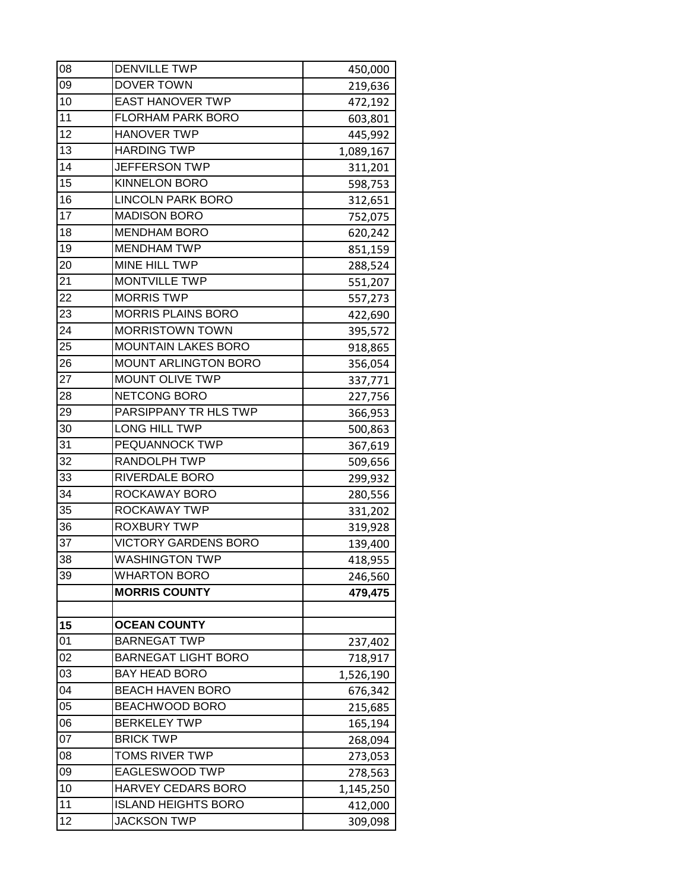| | | |
|---|---|---|
| 08 | DENVILLE TWP | 450,000 |
| 09 | DOVER TOWN | 219,636 |
| 10 | EAST HANOVER TWP | 472,192 |
| 11 | FLORHAM PARK BORO | 603,801 |
| 12 | HANOVER TWP | 445,992 |
| 13 | HARDING TWP | 1,089,167 |
| 14 | JEFFERSON TWP | 311,201 |
| 15 | KINNELON BORO | 598,753 |
| 16 | LINCOLN PARK BORO | 312,651 |
| 17 | MADISON BORO | 752,075 |
| 18 | MENDHAM BORO | 620,242 |
| 19 | MENDHAM TWP | 851,159 |
| 20 | MINE HILL TWP | 288,524 |
| 21 | MONTVILLE TWP | 551,207 |
| 22 | MORRIS TWP | 557,273 |
| 23 | MORRIS PLAINS BORO | 422,690 |
| 24 | MORRISTOWN TOWN | 395,572 |
| 25 | MOUNTAIN LAKES BORO | 918,865 |
| 26 | MOUNT ARLINGTON BORO | 356,054 |
| 27 | MOUNT OLIVE TWP | 337,771 |
| 28 | NETCONG BORO | 227,756 |
| 29 | PARSIPPANY TR HLS TWP | 366,953 |
| 30 | LONG HILL TWP | 500,863 |
| 31 | PEQUANNOCK TWP | 367,619 |
| 32 | RANDOLPH TWP | 509,656 |
| 33 | RIVERDALE BORO | 299,932 |
| 34 | ROCKAWAY BORO | 280,556 |
| 35 | ROCKAWAY TWP | 331,202 |
| 36 | ROXBURY TWP | 319,928 |
| 37 | VICTORY GARDENS BORO | 139,400 |
| 38 | WASHINGTON TWP | 418,955 |
| 39 | WHARTON BORO | 246,560 |
| | **MORRIS COUNTY** | **479,475** |
| | | |
| **15** | **OCEAN COUNTY** | |
| 01 | BARNEGAT TWP | 237,402 |
| 02 | BARNEGAT LIGHT BORO | 718,917 |
| 03 | BAY HEAD BORO | 1,526,190 |
| 04 | BEACH HAVEN BORO | 676,342 |
| 05 | BEACHWOOD BORO | 215,685 |
| 06 | BERKELEY TWP | 165,194 |
| 07 | BRICK TWP | 268,094 |
| 08 | TOMS RIVER TWP | 273,053 |
| 09 | EAGLESWOOD TWP | 278,563 |
| 10 | HARVEY CEDARS BORO | 1,145,250 |
| 11 | ISLAND HEIGHTS BORO | 412,000 |
| 12 | JACKSON TWP | 309,098 |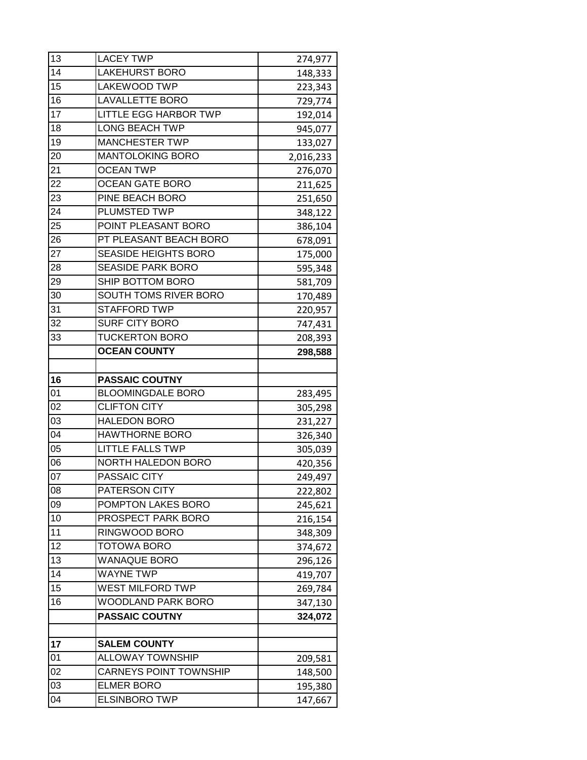| | | |
|---|---|---|
| 13 | LACEY TWP | 274,977 |
| 14 | LAKEHURST BORO | 148,333 |
| 15 | LAKEWOOD TWP | 223,343 |
| 16 | LAVALLETTE BORO | 729,774 |
| 17 | LITTLE EGG HARBOR TWP | 192,014 |
| 18 | LONG BEACH TWP | 945,077 |
| 19 | MANCHESTER TWP | 133,027 |
| 20 | MANTOLOKING BORO | 2,016,233 |
| 21 | OCEAN TWP | 276,070 |
| 22 | OCEAN GATE BORO | 211,625 |
| 23 | PINE BEACH BORO | 251,650 |
| 24 | PLUMSTED TWP | 348,122 |
| 25 | POINT PLEASANT BORO | 386,104 |
| 26 | PT PLEASANT BEACH BORO | 678,091 |
| 27 | SEASIDE HEIGHTS BORO | 175,000 |
| 28 | SEASIDE PARK BORO | 595,348 |
| 29 | SHIP BOTTOM BORO | 581,709 |
| 30 | SOUTH TOMS RIVER BORO | 170,489 |
| 31 | STAFFORD TWP | 220,957 |
| 32 | SURF CITY BORO | 747,431 |
| 33 | TUCKERTON BORO | 208,393 |
| | **OCEAN COUNTY** | **298,588** |
| | | |
| **16** | **PASSAIC COUTNY** | |
| 01 | BLOOMINGDALE BORO | 283,495 |
| 02 | CLIFTON CITY | 305,298 |
| 03 | HALEDON BORO | 231,227 |
| 04 | HAWTHORNE BORO | 326,340 |
| 05 | LITTLE FALLS TWP | 305,039 |
| 06 | NORTH HALEDON BORO | 420,356 |
| 07 | PASSAIC CITY | 249,497 |
| 08 | PATERSON CITY | 222,802 |
| 09 | POMPTON LAKES BORO | 245,621 |
| 10 | PROSPECT PARK BORO | 216,154 |
| 11 | RINGWOOD BORO | 348,309 |
| 12 | TOTOWA BORO | 374,672 |
| 13 | WANAQUE BORO | 296,126 |
| 14 | WAYNE TWP | 419,707 |
| 15 | WEST MILFORD TWP | 269,784 |
| 16 | WOODLAND PARK BORO | 347,130 |
| | **PASSAIC COUTNY** | **324,072** |
| | | |
| **17** | **SALEM COUNTY** | |
| 01 | ALLOWAY TOWNSHIP | 209,581 |
| 02 | CARNEYS POINT TOWNSHIP | 148,500 |
| 03 | ELMER BORO | 195,380 |
| 04 | ELSINBORO TWP | 147,667 |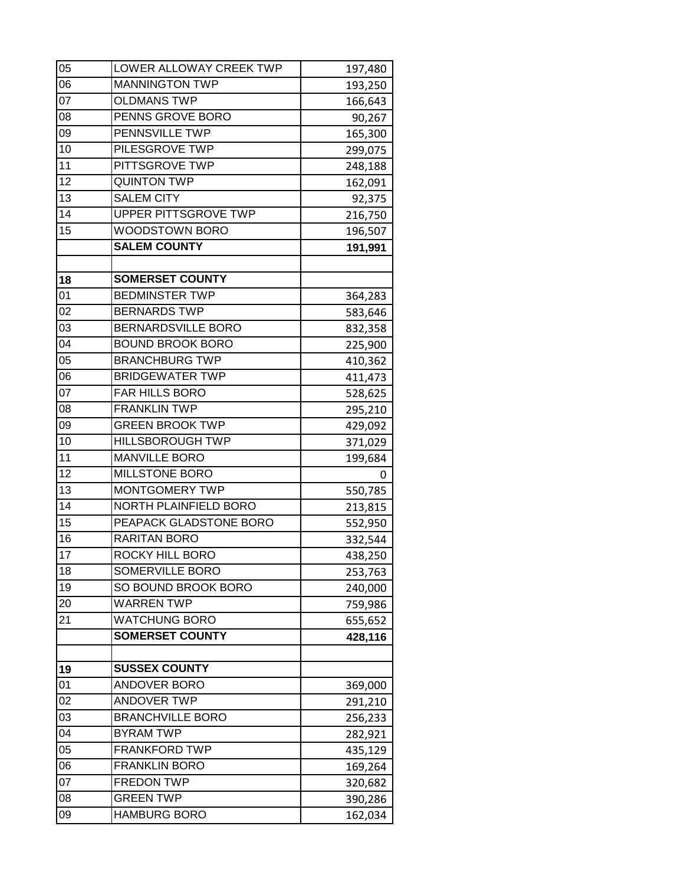| | | |
|---|---|---|
| 05 | LOWER ALLOWAY CREEK TWP | 197,480 |
| 06 | MANNINGTON TWP | 193,250 |
| 07 | OLDMANS TWP | 166,643 |
| 08 | PENNS GROVE BORO | 90,267 |
| 09 | PENNSVILLE TWP | 165,300 |
| 10 | PILESGROVE TWP | 299,075 |
| 11 | PITTSGROVE TWP | 248,188 |
| 12 | QUINTON TWP | 162,091 |
| 13 | SALEM CITY | 92,375 |
| 14 | UPPER PITTSGROVE TWP | 216,750 |
| 15 | WOODSTOWN BORO | 196,507 |
| | **SALEM COUNTY** | **191,991** |
| | | |
| **18** | **SOMERSET COUNTY** | |
| 01 | BEDMINSTER TWP | 364,283 |
| 02 | BERNARDS TWP | 583,646 |
| 03 | BERNARDSVILLE BORO | 832,358 |
| 04 | BOUND BROOK BORO | 225,900 |
| 05 | BRANCHBURG TWP | 410,362 |
| 06 | BRIDGEWATER TWP | 411,473 |
| 07 | FAR HILLS BORO | 528,625 |
| 08 | FRANKLIN TWP | 295,210 |
| 09 | GREEN BROOK TWP | 429,092 |
| 10 | HILLSBOROUGH TWP | 371,029 |
| 11 | MANVILLE BORO | 199,684 |
| 12 | MILLSTONE BORO | 0 |
| 13 | MONTGOMERY TWP | 550,785 |
| 14 | NORTH PLAINFIELD BORO | 213,815 |
| 15 | PEAPACK GLADSTONE BORO | 552,950 |
| 16 | RARITAN BORO | 332,544 |
| 17 | ROCKY HILL BORO | 438,250 |
| 18 | SOMERVILLE BORO | 253,763 |
| 19 | SO BOUND BROOK BORO | 240,000 |
| 20 | WARREN TWP | 759,986 |
| 21 | WATCHUNG BORO | 655,652 |
| | **SOMERSET COUNTY** | **428,116** |
| | | |
| **19** | **SUSSEX COUNTY** | |
| 01 | ANDOVER BORO | 369,000 |
| 02 | ANDOVER TWP | 291,210 |
| 03 | BRANCHVILLE BORO | 256,233 |
| 04 | BYRAM TWP | 282,921 |
| 05 | FRANKFORD TWP | 435,129 |
| 06 | FRANKLIN BORO | 169,264 |
| 07 | FREDON TWP | 320,682 |
| 08 | GREEN TWP | 390,286 |
| 09 | HAMBURG BORO | 162,034 |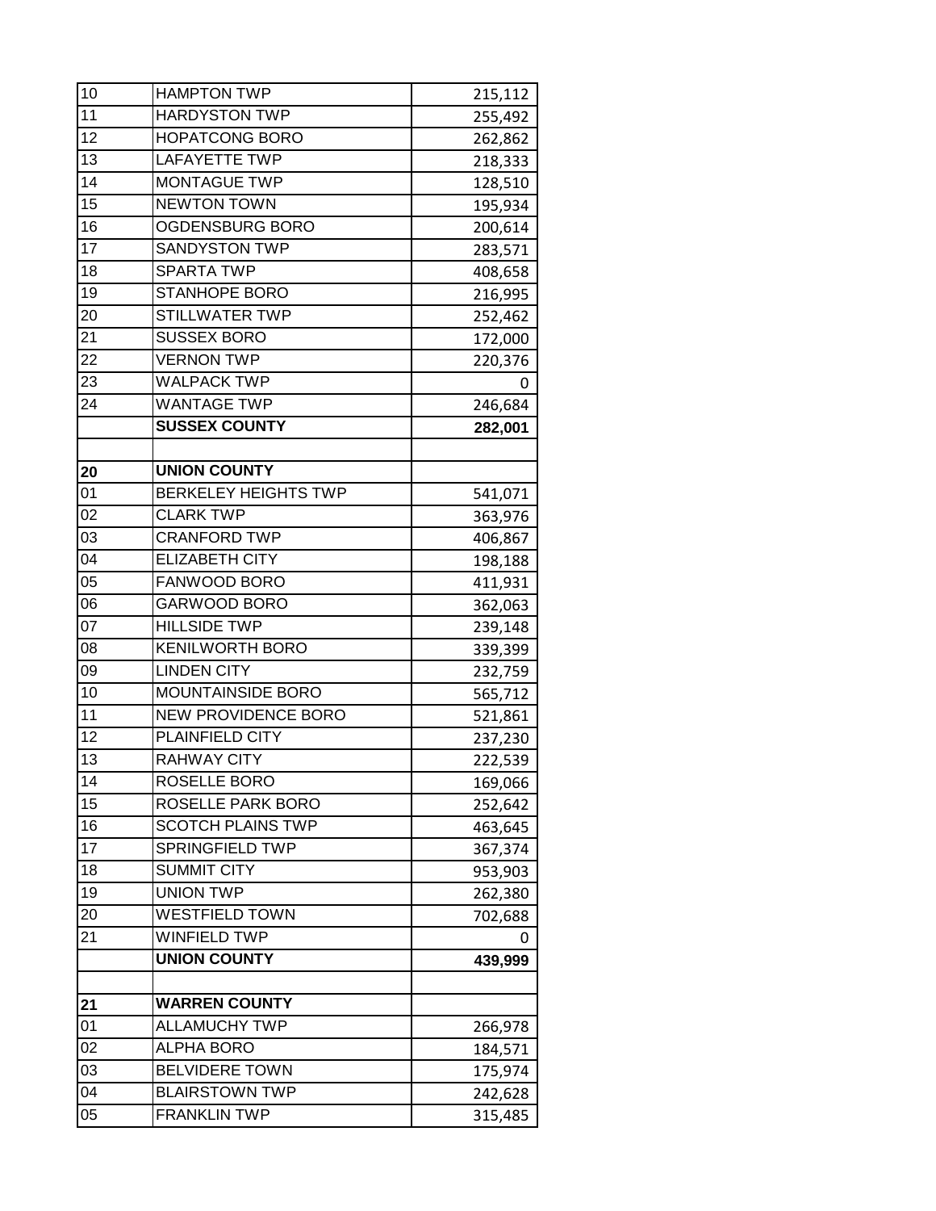| | | |
|---|---|---|
| 10 | HAMPTON TWP | 215,112 |
| 11 | HARDYSTON TWP | 255,492 |
| 12 | HOPATCONG BORO | 262,862 |
| 13 | LAFAYETTE TWP | 218,333 |
| 14 | MONTAGUE TWP | 128,510 |
| 15 | NEWTON TOWN | 195,934 |
| 16 | OGDENSBURG BORO | 200,614 |
| 17 | SANDYSTON TWP | 283,571 |
| 18 | SPARTA TWP | 408,658 |
| 19 | STANHOPE BORO | 216,995 |
| 20 | STILLWATER TWP | 252,462 |
| 21 | SUSSEX BORO | 172,000 |
| 22 | VERNON TWP | 220,376 |
| 23 | WALPACK TWP | 0 |
| 24 | WANTAGE TWP | 246,684 |
| | **SUSSEX COUNTY** | **282,001** |
| | | |
| **20** | **UNION COUNTY** | |
| 01 | BERKELEY HEIGHTS TWP | 541,071 |
| 02 | CLARK TWP | 363,976 |
| 03 | CRANFORD TWP | 406,867 |
| 04 | ELIZABETH CITY | 198,188 |
| 05 | FANWOOD BORO | 411,931 |
| 06 | GARWOOD BORO | 362,063 |
| 07 | HILLSIDE TWP | 239,148 |
| 08 | KENILWORTH BORO | 339,399 |
| 09 | LINDEN CITY | 232,759 |
| 10 | MOUNTAINSIDE BORO | 565,712 |
| 11 | NEW PROVIDENCE BORO | 521,861 |
| 12 | PLAINFIELD CITY | 237,230 |
| 13 | RAHWAY CITY | 222,539 |
| 14 | ROSELLE BORO | 169,066 |
| 15 | ROSELLE PARK BORO | 252,642 |
| 16 | SCOTCH PLAINS TWP | 463,645 |
| 17 | SPRINGFIELD TWP | 367,374 |
| 18 | SUMMIT CITY | 953,903 |
| 19 | UNION TWP | 262,380 |
| 20 | WESTFIELD TOWN | 702,688 |
| 21 | WINFIELD TWP | 0 |
| | **UNION COUNTY** | **439,999** |
| | | |
| **21** | **WARREN COUNTY** | |
| 01 | ALLAMUCHY TWP | 266,978 |
| 02 | ALPHA BORO | 184,571 |
| 03 | BELVIDERE TOWN | 175,974 |
| 04 | BLAIRSTOWN TWP | 242,628 |
| 05 | FRANKLIN TWP | 315,485 |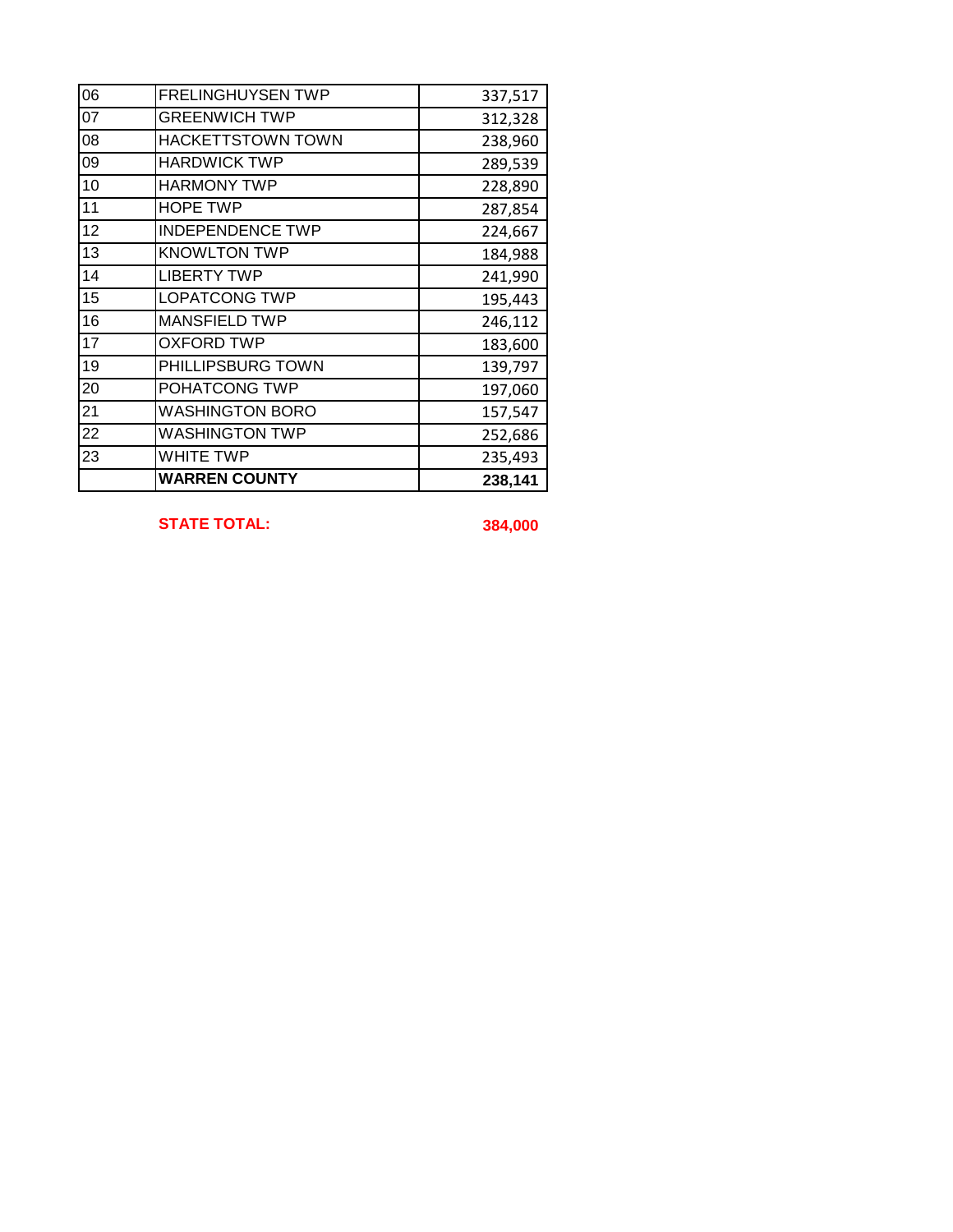| | | |
|---|---|---|
| 06 | FRELINGHUYSEN TWP | 337,517 |
| 07 | GREENWICH TWP | 312,328 |
| 08 | HACKETTSTOWN TOWN | 238,960 |
| 09 | HARDWICK TWP | 289,539 |
| 10 | HARMONY TWP | 228,890 |
| 11 | HOPE TWP | 287,854 |
| 12 | INDEPENDENCE TWP | 224,667 |
| 13 | KNOWLTON TWP | 184,988 |
| 14 | LIBERTY TWP | 241,990 |
| 15 | LOPATCONG TWP | 195,443 |
| 16 | MANSFIELD TWP | 246,112 |
| 17 | OXFORD TWP | 183,600 |
| 19 | PHILLIPSBURG TOWN | 139,797 |
| 20 | POHATCONG TWP | 197,060 |
| 21 | WASHINGTON BORO | 157,547 |
| 22 | WASHINGTON TWP | 252,686 |
| 23 | WHITE TWP | 235,493 |
| | **WARREN COUNTY** | **238,141** |

**STATE TOTAL:** **384,000**